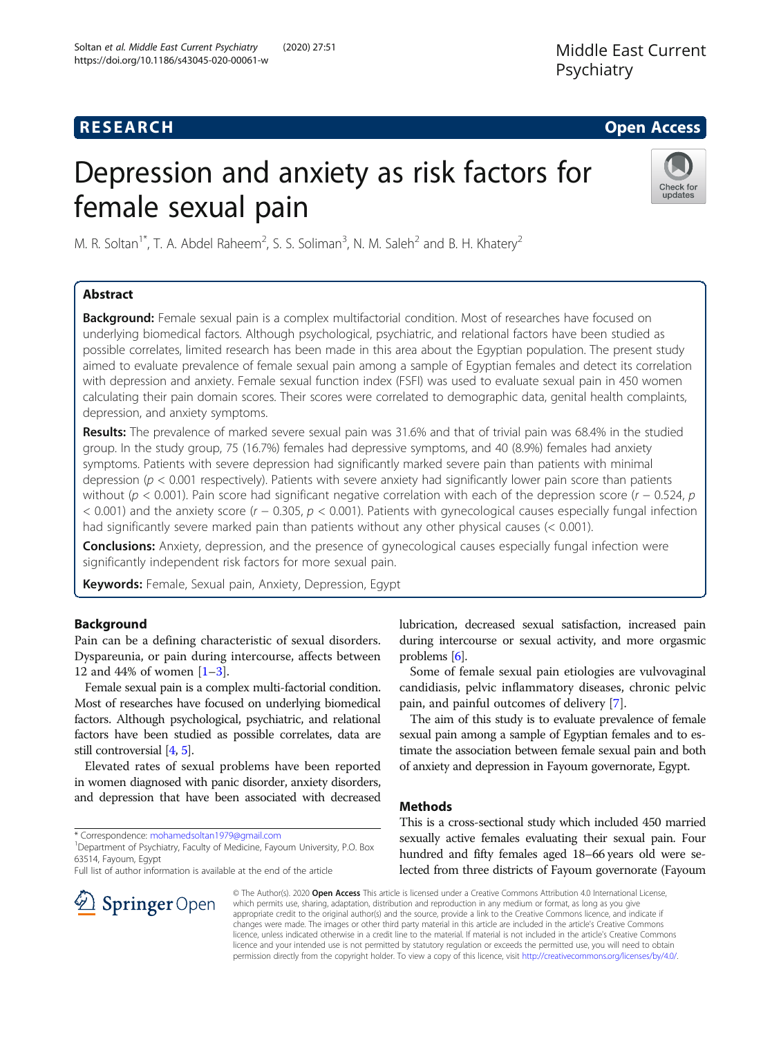# Depression and anxiety as risk factors for female sexual pain

M. R. Soltan[1*], T. A. Abdel Raheem[2], S. S. Soliman[3], N. M. Saleh[2] and B. H. Khatery[2]

## Abstract

**Background:** Female sexual pain is a complex multifactorial condition. Most of researches have focused on underlying biomedical factors. Although psychological, psychiatric, and relational factors have been studied as possible correlates, limited research has been made in this area about the Egyptian population. The present study aimed to evaluate prevalence of female sexual pain among a sample of Egyptian females and detect its correlation with depression and anxiety. Female sexual function index (FSFI) was used to evaluate sexual pain in 450 women calculating their pain domain scores. Their scores were correlated to demographic data, genital health complaints, depression, and anxiety symptoms.

**Results:** The prevalence of marked severe sexual pain was 31.6% and that of trivial pain was 68.4% in the studied group. In the study group, 75 (16.7%) females had depressive symptoms, and 40 (8.9%) females had anxiety symptoms. Patients with severe depression had significantly marked severe pain than patients with minimal depression ($p < 0.001$ respectively). Patients with severe anxiety had significantly lower pain score than patients without ($p < 0.001$). Pain score had significant negative correlation with each of the depression score ($r - 0.524$, $p < 0.001$) and the anxiety score ($r - 0.305$, $p < 0.001$). Patients with gynecological causes especially fungal infection had significantly severe marked pain than patients without any other physical causes (< 0.001).

**Conclusions:** Anxiety, depression, and the presence of gynecological causes especially fungal infection were significantly independent risk factors for more sexual pain.

**Keywords:** Female, Sexual pain, Anxiety, Depression, Egypt

## Background

Pain can be a defining characteristic of sexual disorders. Dyspareunia, or pain during intercourse, affects between 12 and 44% of women [1–3].

Female sexual pain is a complex multi-factorial condition. Most of researches have focused on underlying biomedical factors. Although psychological, psychiatric, and relational factors have been studied as possible correlates, data are still controversial [4, 5].

Elevated rates of sexual problems have been reported in women diagnosed with panic disorder, anxiety disorders, and depression that have been associated with decreased lubrication, decreased sexual satisfaction, increased pain during intercourse or sexual activity, and more orgasmic problems [6].

Some of female sexual pain etiologies are vulvovaginal candidiasis, pelvic inflammatory diseases, chronic pelvic pain, and painful outcomes of delivery [7].

The aim of this study is to evaluate prevalence of female sexual pain among a sample of Egyptian females and to estimate the association between female sexual pain and both of anxiety and depression in Fayoum governorate, Egypt.

## Methods

This is a cross-sectional study which included 450 married sexually active females evaluating their sexual pain. Four hundred and fifty females aged 18–66 years old were selected from three districts of Fayoum governorate (Fayoum

* Correspondence: mohamedsoltan1979@gmail.com
[1]Department of Psychiatry, Faculty of Medicine, Fayoum University, P.O. Box 63514, Fayoum, Egypt
Full list of author information is available at the end of the article

© The Author(s). 2020 **Open Access** This article is licensed under a Creative Commons Attribution 4.0 International License, which permits use, sharing, adaptation, distribution and reproduction in any medium or format, as long as you give appropriate credit to the original author(s) and the source, provide a link to the Creative Commons licence, and indicate if changes were made. The images or other third party material in this article are included in the article's Creative Commons licence, unless indicated otherwise in a credit line to the material. If material is not included in the article's Creative Commons licence and your intended use is not permitted by statutory regulation or exceeds the permitted use, you will need to obtain permission directly from the copyright holder. To view a copy of this licence, visit http://creativecommons.org/licenses/by/4.0/.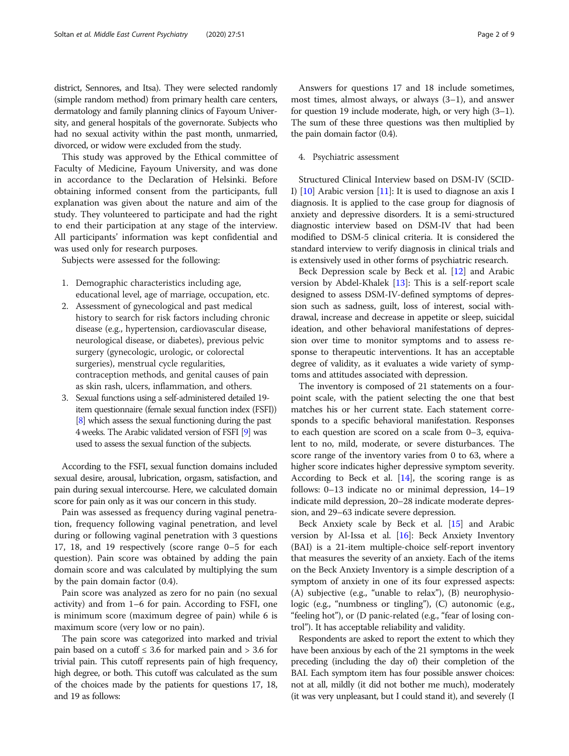district, Sennores, and Itsa). They were selected randomly (simple random method) from primary health care centers, dermatology and family planning clinics of Fayoum University, and general hospitals of the governorate. Subjects who had no sexual activity within the past month, unmarried, divorced, or widow were excluded from the study.

This study was approved by the Ethical committee of Faculty of Medicine, Fayoum University, and was done in accordance to the Declaration of Helsinki. Before obtaining informed consent from the participants, full explanation was given about the nature and aim of the study. They volunteered to participate and had the right to end their participation at any stage of the interview. All participants' information was kept confidential and was used only for research purposes.

Subjects were assessed for the following:

1. Demographic characteristics including age, educational level, age of marriage, occupation, etc.
2. Assessment of gynecological and past medical history to search for risk factors including chronic disease (e.g., hypertension, cardiovascular disease, neurological disease, or diabetes), previous pelvic surgery (gynecologic, urologic, or colorectal surgeries), menstrual cycle regularities, contraception methods, and genital causes of pain as skin rash, ulcers, inflammation, and others.
3. Sexual functions using a self-administered detailed 19-item questionnaire (female sexual function index (FSFI)) [8] which assess the sexual functioning during the past 4 weeks. The Arabic validated version of FSFI [9] was used to assess the sexual function of the subjects.

According to the FSFI, sexual function domains included sexual desire, arousal, lubrication, orgasm, satisfaction, and pain during sexual intercourse. Here, we calculated domain score for pain only as it was our concern in this study.

Pain was assessed as frequency during vaginal penetration, frequency following vaginal penetration, and level during or following vaginal penetration with 3 questions 17, 18, and 19 respectively (score range 0–5 for each question). Pain score was obtained by adding the pain domain score and was calculated by multiplying the sum by the pain domain factor (0.4).

Pain score was analyzed as zero for no pain (no sexual activity) and from 1–6 for pain. According to FSFI, one is minimum score (maximum degree of pain) while 6 is maximum score (very low or no pain).

The pain score was categorized into marked and trivial pain based on a cutoff ≤ 3.6 for marked pain and > 3.6 for trivial pain. This cutoff represents pain of high frequency, high degree, or both. This cutoff was calculated as the sum of the choices made by the patients for questions 17, 18, and 19 as follows:

Answers for questions 17 and 18 include sometimes, most times, almost always, or always (3–1), and answer for question 19 include moderate, high, or very high (3–1). The sum of these three questions was then multiplied by the pain domain factor (0.4).

4. Psychiatric assessment

Structured Clinical Interview based on DSM-IV (SCID-I) [10] Arabic version [11]: It is used to diagnose an axis I diagnosis. It is applied to the case group for diagnosis of anxiety and depressive disorders. It is a semi-structured diagnostic interview based on DSM-IV that had been modified to DSM-5 clinical criteria. It is considered the standard interview to verify diagnosis in clinical trials and is extensively used in other forms of psychiatric research.

Beck Depression scale by Beck et al. [12] and Arabic version by Abdel-Khalek [13]: This is a self-report scale designed to assess DSM-IV-defined symptoms of depression such as sadness, guilt, loss of interest, social withdrawal, increase and decrease in appetite or sleep, suicidal ideation, and other behavioral manifestations of depression over time to monitor symptoms and to assess response to therapeutic interventions. It has an acceptable degree of validity, as it evaluates a wide variety of symptoms and attitudes associated with depression.

The inventory is composed of 21 statements on a four-point scale, with the patient selecting the one that best matches his or her current state. Each statement corresponds to a specific behavioral manifestation. Responses to each question are scored on a scale from 0–3, equivalent to no, mild, moderate, or severe disturbances. The score range of the inventory varies from 0 to 63, where a higher score indicates higher depressive symptom severity. According to Beck et al. [14], the scoring range is as follows: 0–13 indicate no or minimal depression, 14–19 indicate mild depression, 20–28 indicate moderate depression, and 29–63 indicate severe depression.

Beck Anxiety scale by Beck et al. [15] and Arabic version by Al-Issa et al. [16]: Beck Anxiety Inventory (BAI) is a 21-item multiple-choice self-report inventory that measures the severity of an anxiety. Each of the items on the Beck Anxiety Inventory is a simple description of a symptom of anxiety in one of its four expressed aspects: (A) subjective (e.g., "unable to relax"), (B) neurophysiologic (e.g., "numbness or tingling"), (C) autonomic (e.g., "feeling hot"), or (D panic-related (e.g., "fear of losing control"). It has acceptable reliability and validity.

Respondents are asked to report the extent to which they have been anxious by each of the 21 symptoms in the week preceding (including the day of) their completion of the BAI. Each symptom item has four possible answer choices: not at all, mildly (it did not bother me much), moderately (it was very unpleasant, but I could stand it), and severely (I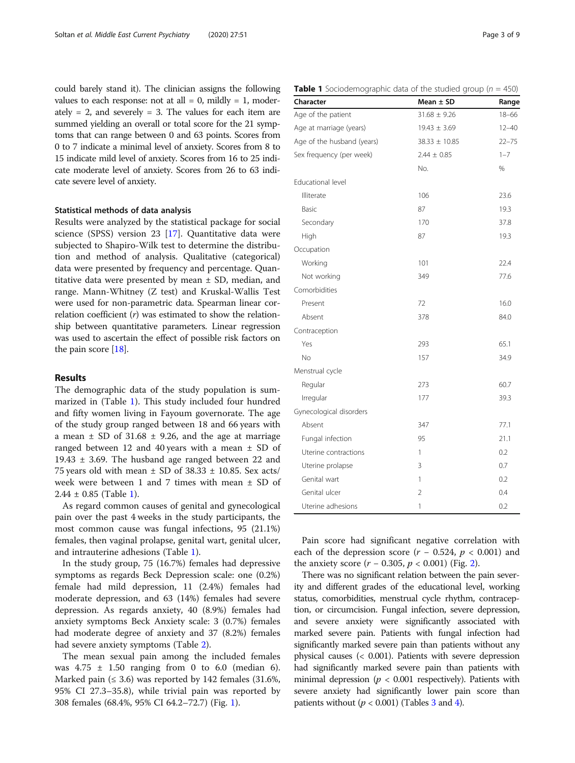could barely stand it). The clinician assigns the following values to each response: not at all = 0, mildly = 1, moderately = 2, and severely = 3. The values for each item are summed yielding an overall or total score for the 21 symptoms that can range between 0 and 63 points. Scores from 0 to 7 indicate a minimal level of anxiety. Scores from 8 to 15 indicate mild level of anxiety. Scores from 16 to 25 indicate moderate level of anxiety. Scores from 26 to 63 indicate severe level of anxiety.

### Statistical methods of data analysis

Results were analyzed by the statistical package for social science (SPSS) version 23 [17]. Quantitative data were subjected to Shapiro-Wilk test to determine the distribution and method of analysis. Qualitative (categorical) data were presented by frequency and percentage. Quantitative data were presented by mean ± SD, median, and range. Mann-Whitney (Z test) and Kruskal-Wallis Test were used for non-parametric data. Spearman linear correlation coefficient ($r$) was estimated to show the relationship between quantitative parameters. Linear regression was used to ascertain the effect of possible risk factors on the pain score [18].

## Results

The demographic data of the study population is summarized in (Table 1). This study included four hundred and fifty women living in Fayoum governorate. The age of the study group ranged between 18 and 66 years with a mean ± SD of 31.68 ± 9.26, and the age at marriage ranged between 12 and 40 years with a mean ± SD of 19.43 ± 3.69. The husband age ranged between 22 and 75 years old with mean ± SD of 38.33 ± 10.85. Sex acts/week were between 1 and 7 times with mean ± SD of 2.44 ± 0.85 (Table 1).

As regard common causes of genital and gynecological pain over the past 4 weeks in the study participants, the most common cause was fungal infections, 95 (21.1%) females, then vaginal prolapse, genital wart, genital ulcer, and intrauterine adhesions (Table 1).

In the study group, 75 (16.7%) females had depressive symptoms as regards Beck Depression scale: one (0.2%) female had mild depression, 11 (2.4%) females had moderate depression, and 63 (14%) females had severe depression. As regards anxiety, 40 (8.9%) females had anxiety symptoms Beck Anxiety scale: 3 (0.7%) females had moderate degree of anxiety and 37 (8.2%) females had severe anxiety symptoms (Table 2).

The mean sexual pain among the included females was 4.75 ± 1.50 ranging from 0 to 6.0 (median 6). Marked pain (≤ 3.6) was reported by 142 females (31.6%, 95% CI 27.3–35.8), while trivial pain was reported by 308 females (68.4%, 95% CI 64.2–72.7) (Fig. 1).

**Table 1** Sociodemographic data of the studied group ($n$ = 450)

| Character | Mean ± SD | Range |
|---|---|---|
| Age of the patient | 31.68 ± 9.26 | 18–66 |
| Age at marriage (years) | 19.43 ± 3.69 | 12–40 |
| Age of the husband (years) | 38.33 ± 10.85 | 22–75 |
| Sex frequency (per week) | 2.44 ± 0.85 | 1–7 |
| | No. | % |
| Educational level | | |
| Illiterate | 106 | 23.6 |
| Basic | 87 | 19.3 |
| Secondary | 170 | 37.8 |
| High | 87 | 19.3 |
| Occupation | | |
| Working | 101 | 22.4 |
| Not working | 349 | 77.6 |
| Comorbidities | | |
| Present | 72 | 16.0 |
| Absent | 378 | 84.0 |
| Contraception | | |
| Yes | 293 | 65.1 |
| No | 157 | 34.9 |
| Menstrual cycle | | |
| Regular | 273 | 60.7 |
| Irregular | 177 | 39.3 |
| Gynecological disorders | | |
| Absent | 347 | 77.1 |
| Fungal infection | 95 | 21.1 |
| Uterine contractions | 1 | 0.2 |
| Uterine prolapse | 3 | 0.7 |
| Genital wart | 1 | 0.2 |
| Genital ulcer | 2 | 0.4 |
| Uterine adhesions | 1 | 0.2 |

Pain score had significant negative correlation with each of the depression score ($r$ − 0.524, $p$ < 0.001) and the anxiety score ($r$ − 0.305, $p$ < 0.001) (Fig. 2).

There was no significant relation between the pain severity and different grades of the educational level, working status, comorbidities, menstrual cycle rhythm, contraception, or circumcision. Fungal infection, severe depression, and severe anxiety were significantly associated with marked severe pain. Patients with fungal infection had significantly marked severe pain than patients without any physical causes (< 0.001). Patients with severe depression had significantly marked severe pain than patients with minimal depression ($p$ < 0.001 respectively). Patients with severe anxiety had significantly lower pain score than patients without ($p$ < 0.001) (Tables 3 and 4).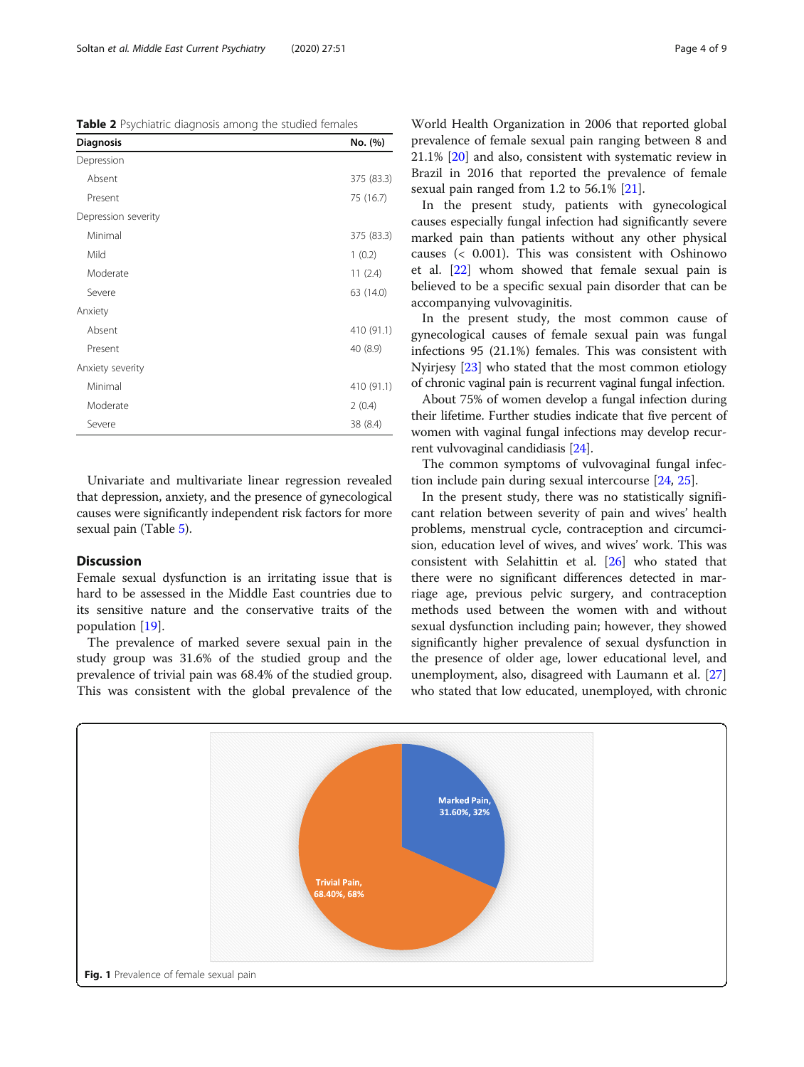**Table 2** Psychiatric diagnosis among the studied females

| Diagnosis | No. (%) |
|---|---|
| Depression | |
| Absent | 375 (83.3) |
| Present | 75 (16.7) |
| Depression severity | |
| Minimal | 375 (83.3) |
| Mild | 1 (0.2) |
| Moderate | 11 (2.4) |
| Severe | 63 (14.0) |
| Anxiety | |
| Absent | 410 (91.1) |
| Present | 40 (8.9) |
| Anxiety severity | |
| Minimal | 410 (91.1) |
| Moderate | 2 (0.4) |
| Severe | 38 (8.4) |

Univariate and multivariate linear regression revealed that depression, anxiety, and the presence of gynecological causes were significantly independent risk factors for more sexual pain (Table 5).

## Discussion

Female sexual dysfunction is an irritating issue that is hard to be assessed in the Middle East countries due to its sensitive nature and the conservative traits of the population [19].

The prevalence of marked severe sexual pain in the study group was 31.6% of the studied group and the prevalence of trivial pain was 68.4% of the studied group. This was consistent with the global prevalence of the World Health Organization in 2006 that reported global prevalence of female sexual pain ranging between 8 and 21.1% [20] and also, consistent with systematic review in Brazil in 2016 that reported the prevalence of female sexual pain ranged from 1.2 to 56.1% [21].

In the present study, patients with gynecological causes especially fungal infection had significantly severe marked pain than patients without any other physical causes (< 0.001). This was consistent with Oshinowo et al. [22] whom showed that female sexual pain is believed to be a specific sexual pain disorder that can be accompanying vulvovaginitis.

In the present study, the most common cause of gynecological causes of female sexual pain was fungal infections 95 (21.1%) females. This was consistent with Nyirjesy [23] who stated that the most common etiology of chronic vaginal pain is recurrent vaginal fungal infection.

About 75% of women develop a fungal infection during their lifetime. Further studies indicate that five percent of women with vaginal fungal infections may develop recurrent vulvovaginal candidiasis [24].

The common symptoms of vulvovaginal fungal infection include pain during sexual intercourse [24, 25].

In the present study, there was no statistically significant relation between severity of pain and wives' health problems, menstrual cycle, contraception and circumcision, education level of wives, and wives' work. This was consistent with Selahittin et al. [26] who stated that there were no significant differences detected in marriage age, previous pelvic surgery, and contraception methods used between the women with and without sexual dysfunction including pain; however, they showed significantly higher prevalence of sexual dysfunction in the presence of older age, lower educational level, and unemployment, also, disagreed with Laumann et al. [27] who stated that low educated, unemployed, with chronic

Marked Pain, 31.60%, 32%

Trivial Pain, 68.40%, 68%

**Fig. 1** Prevalence of female sexual pain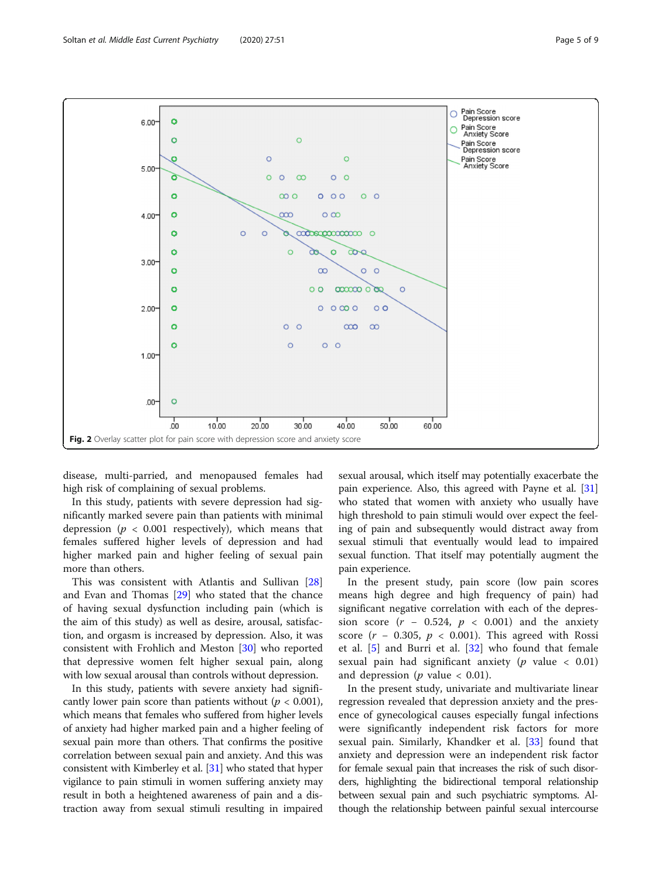Fig. 2 Overlay scatter plot for pain score with depression score and anxiety score

disease, multi-parried, and menopaused females had high risk of complaining of sexual problems.

In this study, patients with severe depression had significantly marked severe pain than patients with minimal depression ($p < 0.001$ respectively), which means that females suffered higher levels of depression and had higher marked pain and higher feeling of sexual pain more than others.

This was consistent with Atlantis and Sullivan [28] and Evan and Thomas [29] who stated that the chance of having sexual dysfunction including pain (which is the aim of this study) as well as desire, arousal, satisfaction, and orgasm is increased by depression. Also, it was consistent with Frohlich and Meston [30] who reported that depressive women felt higher sexual pain, along with low sexual arousal than controls without depression.

In this study, patients with severe anxiety had significantly lower pain score than patients without ($p < 0.001$), which means that females who suffered from higher levels of anxiety had higher marked pain and a higher feeling of sexual pain more than others. That confirms the positive correlation between sexual pain and anxiety. And this was consistent with Kimberley et al. [31] who stated that hyper vigilance to pain stimuli in women suffering anxiety may result in both a heightened awareness of pain and a distraction away from sexual stimuli resulting in impaired sexual arousal, which itself may potentially exacerbate the pain experience. Also, this agreed with Payne et al. [31] who stated that women with anxiety who usually have high threshold to pain stimuli would over expect the feeling of pain and subsequently would distract away from sexual stimuli that eventually would lead to impaired sexual function. That itself may potentially augment the pain experience.

In the present study, pain score (low pain scores means high degree and high frequency of pain) had significant negative correlation with each of the depression score ($r - 0.524$, $p < 0.001$) and the anxiety score ($r - 0.305$, $p < 0.001$). This agreed with Rossi et al. [5] and Burri et al. [32] who found that female sexual pain had significant anxiety ($p$ value $< 0.01$) and depression ($p$ value $< 0.01$).

In the present study, univariate and multivariate linear regression revealed that depression anxiety and the presence of gynecological causes especially fungal infections were significantly independent risk factors for more sexual pain. Similarly, Khandker et al. [33] found that anxiety and depression were an independent risk factor for female sexual pain that increases the risk of such disorders, highlighting the bidirectional temporal relationship between sexual pain and such psychiatric symptoms. Although the relationship between painful sexual intercourse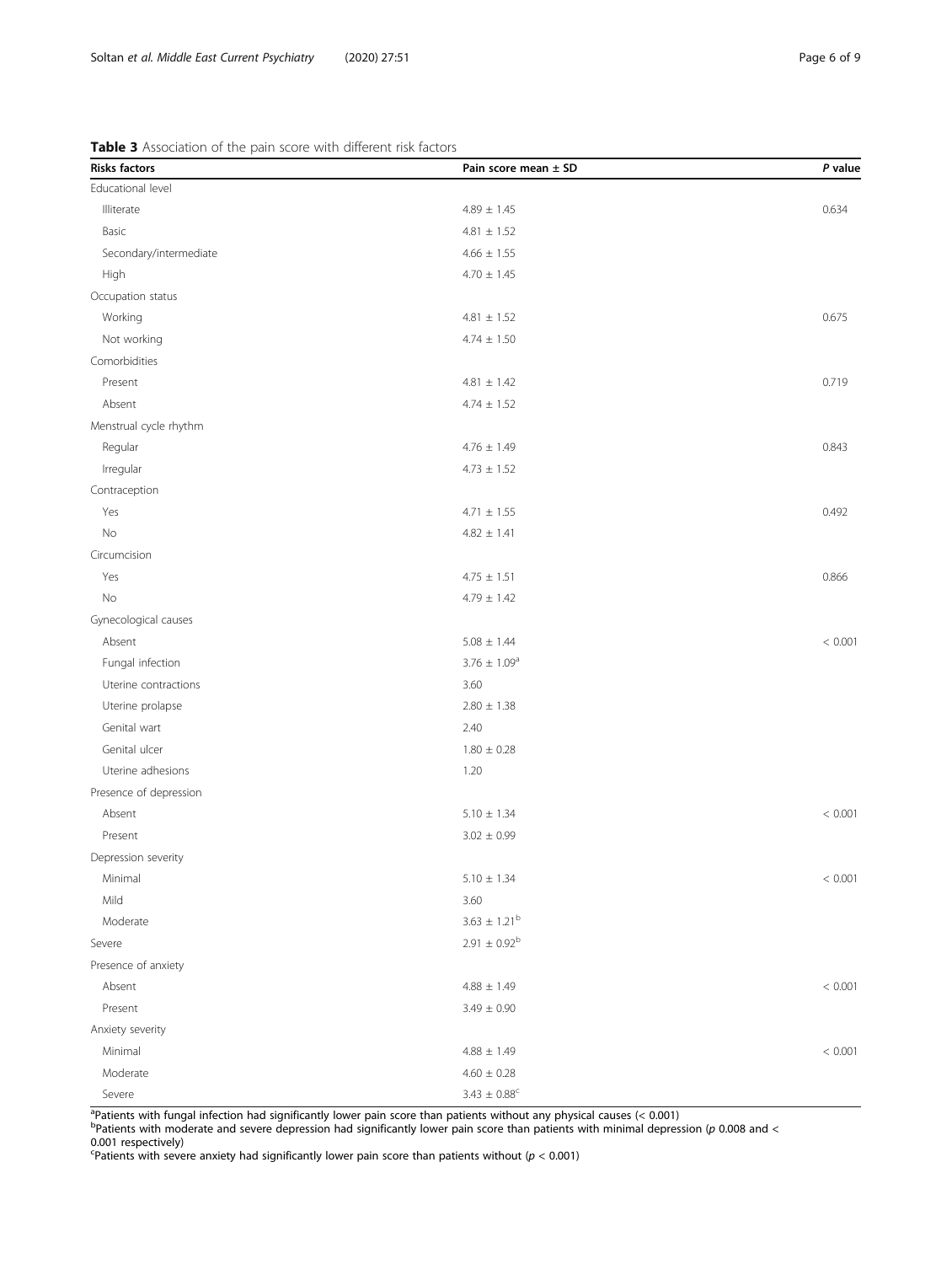**Table 3** Association of the pain score with different risk factors

| Risks factors | Pain score mean ± SD | *P* value |
|---|---|---|
| Educational level | | |
| Illiterate | 4.89 ± 1.45 | 0.634 |
| Basic | 4.81 ± 1.52 | |
| Secondary/intermediate | 4.66 ± 1.55 | |
| High | 4.70 ± 1.45 | |
| Occupation status | | |
| Working | 4.81 ± 1.52 | 0.675 |
| Not working | 4.74 ± 1.50 | |
| Comorbidities | | |
| Present | 4.81 ± 1.42 | 0.719 |
| Absent | 4.74 ± 1.52 | |
| Menstrual cycle rhythm | | |
| Regular | 4.76 ± 1.49 | 0.843 |
| Irregular | 4.73 ± 1.52 | |
| Contraception | | |
| Yes | 4.71 ± 1.55 | 0.492 |
| No | 4.82 ± 1.41 | |
| Circumcision | | |
| Yes | 4.75 ± 1.51 | 0.866 |
| No | 4.79 ± 1.42 | |
| Gynecological causes | | |
| Absent | 5.08 ± 1.44 | < 0.001 |
| Fungal infection | 3.76 ± 1.09[a] | |
| Uterine contractions | 3.60 | |
| Uterine prolapse | 2.80 ± 1.38 | |
| Genital wart | 2.40 | |
| Genital ulcer | 1.80 ± 0.28 | |
| Uterine adhesions | 1.20 | |
| Presence of depression | | |
| Absent | 5.10 ± 1.34 | < 0.001 |
| Present | 3.02 ± 0.99 | |
| Depression severity | | |
| Minimal | 5.10 ± 1.34 | < 0.001 |
| Mild | 3.60 | |
| Moderate | 3.63 ± 1.21[b] | |
| Severe | 2.91 ± 0.92[b] | |
| Presence of anxiety | | |
| Absent | 4.88 ± 1.49 | < 0.001 |
| Present | 3.49 ± 0.90 | |
| Anxiety severity | | |
| Minimal | 4.88 ± 1.49 | < 0.001 |
| Moderate | 4.60 ± 0.28 | |
| Severe | 3.43 ± 0.88[c] | |

[a]Patients with fungal infection had significantly lower pain score than patients without any physical causes (< 0.001)
[b]Patients with moderate and severe depression had significantly lower pain score than patients with minimal depression (*p* 0.008 and < 0.001 respectively)
[c]Patients with severe anxiety had significantly lower pain score than patients without ($p < 0.001$)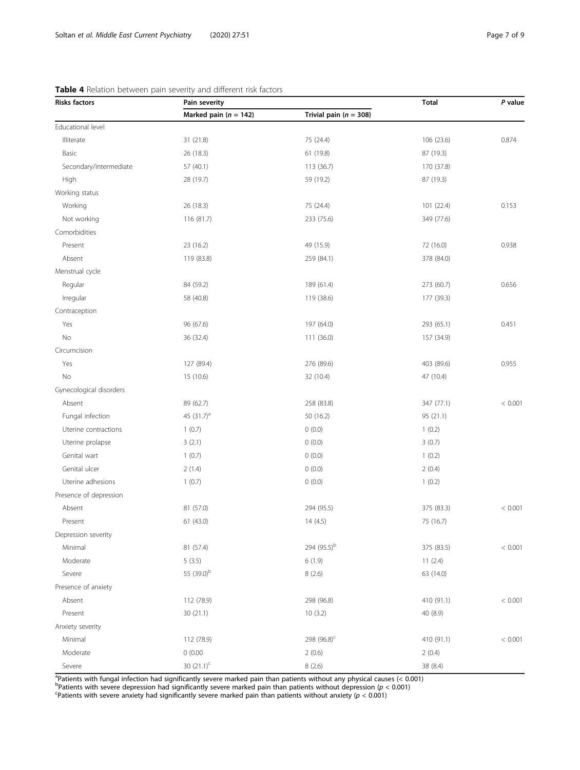**Table 4** Relation between pain severity and different risk factors

| Risks factors | Pain severity | | Total | *P* value |
|---|---|---|---|---|
| | Marked pain ($n = 142$) | Trivial pain ($n = 308$) | | |
| Educational level | | | | |
| Illiterate | 31 (21.8) | 75 (24.4) | 106 (23.6) | 0.874 |
| Basic | 26 (18.3) | 61 (19.8) | 87 (19.3) | |
| Secondary/intermediate | 57 (40.1) | 113 (36.7) | 170 (37.8) | |
| High | 28 (19.7) | 59 (19.2) | 87 (19.3) | |
| Working status | | | | |
| Working | 26 (18.3) | 75 (24.4) | 101 (22.4) | 0.153 |
| Not working | 116 (81.7) | 233 (75.6) | 349 (77.6) | |
| Comorbidities | | | | |
| Present | 23 (16.2) | 49 (15.9) | 72 (16.0) | 0.938 |
| Absent | 119 (83.8) | 259 (84.1) | 378 (84.0) | |
| Menstrual cycle | | | | |
| Regular | 84 (59.2) | 189 (61.4) | 273 (60.7) | 0.656 |
| Irregular | 58 (40.8) | 119 (38.6) | 177 (39.3) | |
| Contraception | | | | |
| Yes | 96 (67.6) | 197 (64.0) | 293 (65.1) | 0.451 |
| No | 36 (32.4) | 111 (36.0) | 157 (34.9) | |
| Circumcision | | | | |
| Yes | 127 (89.4) | 276 (89.6) | 403 (89.6) | 0.955 |
| No | 15 (10.6) | 32 (10.4) | 47 (10.4) | |
| Gynecological disorders | | | | |
| Absent | 89 (62.7) | 258 (83.8) | 347 (77.1) | < 0.001 |
| Fungal infection | 45 (31.7)[a] | 50 (16.2) | 95 (21.1) | |
| Uterine contractions | 1 (0.7) | 0 (0.0) | 1 (0.2) | |
| Uterine prolapse | 3 (2.1) | 0 (0.0) | 3 (0.7) | |
| Genital wart | 1 (0.7) | 0 (0.0) | 1 (0.2) | |
| Genital ulcer | 2 (1.4) | 0 (0.0) | 2 (0.4) | |
| Uterine adhesions | 1 (0.7) | 0 (0.0) | 1 (0.2) | |
| Presence of depression | | | | |
| Absent | 81 (57.0) | 294 (95.5) | 375 (83.3) | < 0.001 |
| Present | 61 (43.0) | 14 (4.5) | 75 (16.7) | |
| Depression severity | | | | |
| Minimal | 81 (57.4) | 294 (95.5)[b] | 375 (83.5) | < 0.001 |
| Moderate | 5 (3.5) | 6 (1.9) | 11 (2.4) | |
| Severe | 55 (39.0)[b] | 8 (2.6) | 63 (14.0) | |
| Presence of anxiety | | | | |
| Absent | 112 (78.9) | 298 (96.8) | 410 (91.1) | < 0.001 |
| Present | 30 (21.1) | 10 (3.2) | 40 (8.9) | |
| Anxiety severity | | | | |
| Minimal | 112 (78.9) | 298 (96.8)[c] | 410 (91.1) | < 0.001 |
| Moderate | 0 (0.00 | 2 (0.6) | 2 (0.4) | |
| Severe | 30 (21.1)[c] | 8 (2.6) | 38 (8.4) | |

[a]Patients with fungal infection had significantly severe marked pain than patients without any physical causes (< 0.001)
[b]Patients with severe depression had significantly severe marked pain than patients without depression ($p < 0.001$)
[c]Patients with severe anxiety had significantly severe marked pain than patients without anxiety ($p < 0.001$)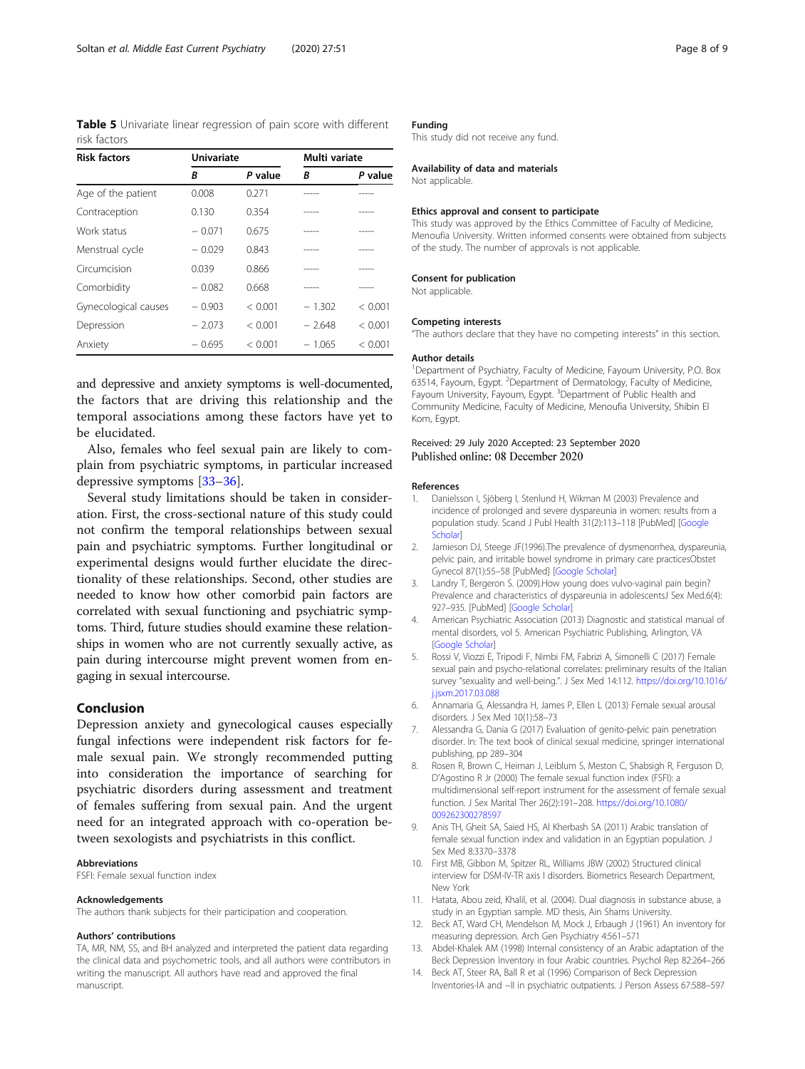**Table 5** Univariate linear regression of pain score with different risk factors

| Risk factors | Univariate | | Multi variate | |
|---|---|---|---|---|
| | B | P value | B | P value |
| Age of the patient | 0.008 | 0.271 | ----- | ----- |
| Contraception | 0.130 | 0.354 | ----- | ----- |
| Work status | − 0.071 | 0.675 | ----- | ----- |
| Menstrual cycle | − 0.029 | 0.843 | ----- | ----- |
| Circumcision | 0.039 | 0.866 | ----- | ----- |
| Comorbidity | − 0.082 | 0.668 | ----- | ----- |
| Gynecological causes | − 0.903 | < 0.001 | − 1.302 | < 0.001 |
| Depression | − 2.073 | < 0.001 | − 2.648 | < 0.001 |
| Anxiety | − 0.695 | < 0.001 | − 1.065 | < 0.001 |

and depressive and anxiety symptoms is well-documented, the factors that are driving this relationship and the temporal associations among these factors have yet to be elucidated.

Also, females who feel sexual pain are likely to complain from psychiatric symptoms, in particular increased depressive symptoms [33–36].

Several study limitations should be taken in consideration. First, the cross-sectional nature of this study could not confirm the temporal relationships between sexual pain and psychiatric symptoms. Further longitudinal or experimental designs would further elucidate the directionality of these relationships. Second, other studies are needed to know how other comorbid pain factors are correlated with sexual functioning and psychiatric symptoms. Third, future studies should examine these relationships in women who are not currently sexually active, as pain during intercourse might prevent women from engaging in sexual intercourse.

## Conclusion

Depression anxiety and gynecological causes especially fungal infections were independent risk factors for female sexual pain. We strongly recommended putting into consideration the importance of searching for psychiatric disorders during assessment and treatment of females suffering from sexual pain. And the urgent need for an integrated approach with co-operation between sexologists and psychiatrists in this conflict.

### Abbreviations

FSFI: Female sexual function index

### Acknowledgements

The authors thank subjects for their participation and cooperation.

### Authors' contributions

TA, MR, NM, SS, and BH analyzed and interpreted the patient data regarding the clinical data and psychometric tools, and all authors were contributors in writing the manuscript. All authors have read and approved the final manuscript.

### Funding

This study did not receive any fund.

### Availability of data and materials

Not applicable.

### Ethics approval and consent to participate

This study was approved by the Ethics Committee of Faculty of Medicine, Menoufia University. Written informed consents were obtained from subjects of the study. The number of approvals is not applicable.

### Consent for publication

Not applicable.

### Competing interests

"The authors declare that they have no competing interests" in this section.

### Author details

[1]Department of Psychiatry, Faculty of Medicine, Fayoum University, P.O. Box 63514, Fayoum, Egypt. [2]Department of Dermatology, Faculty of Medicine, Fayoum University, Fayoum, Egypt. [3]Department of Public Health and Community Medicine, Faculty of Medicine, Menoufia University, Shibin El Kom, Egypt.

Received: 29 July 2020 Accepted: 23 September 2020
Published online: 08 December 2020

### References

1. Danielsson I, Sjöberg I, Stenlund H, Wikman M (2003) Prevalence and incidence of prolonged and severe dyspareunia in women: results from a population study. Scand J Publ Health 31(2):113–118 [PubMed] [Google Scholar]
2. Jamieson DJ, Steege JF(1996).The prevalence of dysmenorrhea, dyspareunia, pelvic pain, and irritable bowel syndrome in primary care practicesObstet Gynecol 87(1):55–58 [PubMed] [Google Scholar]
3. Landry T, Bergeron S. (2009).How young does vulvo-vaginal pain begin? Prevalence and characteristics of dyspareunia in adolescentsJ Sex Med.6(4): 927–935. [PubMed] [Google Scholar]
4. American Psychiatric Association (2013) Diagnostic and statistical manual of mental disorders, vol 5. American Psychiatric Publishing, Arlington, VA [Google Scholar]
5. Rossi V, Viozzi E, Tripodi F, Nimbi FM, Fabrizi A, Simonelli C (2017) Female sexual pain and psycho-relational correlates: preliminary results of the Italian survey "sexuality and well-being.". J Sex Med 14:112. https://doi.org/10.1016/j.jsxm.2017.03.088
6. Annamaria G, Alessandra H, James P, Ellen L (2013) Female sexual arousal disorders. J Sex Med 10(1):58–73
7. Alessandra G, Dania G (2017) Evaluation of genito-pelvic pain penetration disorder. In: The text book of clinical sexual medicine, springer international publishing, pp 289–304
8. Rosen R, Brown C, Heiman J, Leiblum S, Meston C, Shabsigh R, Ferguson D, D'Agostino R Jr (2000) The female sexual function index (FSFI): a multidimensional self-report instrument for the assessment of female sexual function. J Sex Marital Ther 26(2):191–208. https://doi.org/10.1080/009262300278597
9. Anis TH, Gheit SA, Saied HS, Al Kherbash SA (2011) Arabic translation of female sexual function index and validation in an Egyptian population. J Sex Med 8:3370–3378
10. First MB, Gibbon M, Spitzer RL, Williams JBW (2002) Structured clinical interview for DSM-IV-TR axis I disorders. Biometrics Research Department, New York
11. Hatata, Abou zeid, Khalil, et al. (2004). Dual diagnosis in substance abuse, a study in an Egyptian sample. MD thesis, Ain Shams University.
12. Beck AT, Ward CH, Mendelson M, Mock J, Erbaugh J (1961) An inventory for measuring depression. Arch Gen Psychiatry 4:561–571
13. Abdel-Khalek AM (1998) Internal consistency of an Arabic adaptation of the Beck Depression Inventory in four Arabic countries. Psychol Rep 82:264–266
14. Beck AT, Steer RA, Ball R et al (1996) Comparison of Beck Depression Inventories-IA and –II in psychiatric outpatients. J Person Assess 67:588–597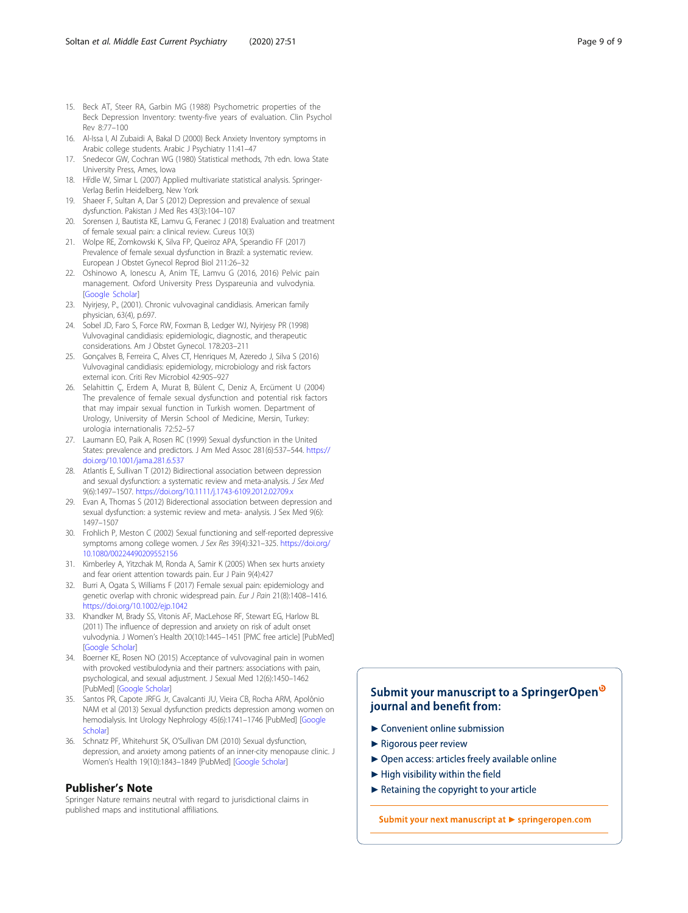15. Beck AT, Steer RA, Garbin MG (1988) Psychometric properties of the Beck Depression Inventory: twenty-five years of evaluation. Clin Psychol Rev 8:77–100
16. Al-Issa I, Al Zubaidi A, Bakal D (2000) Beck Anxiety Inventory symptoms in Arabic college students. Arabic J Psychiatry 11:41–47
17. Snedecor GW, Cochran WG (1980) Statistical methods, 7th edn. Iowa State University Press, Ames, Iowa
18. Hrdle W, Simar L (2007) Applied multivariate statistical analysis. Springer-Verlag Berlin Heidelberg, New York
19. Shaeer F, Sultan A, Dar S (2012) Depression and prevalence of sexual dysfunction. Pakistan J Med Res 43(3):104–107
20. Sorensen J, Bautista KE, Lamvu G, Feranec J (2018) Evaluation and treatment of female sexual pain: a clinical review. Cureus 10(3)
21. Wolpe RE, Zomkowski K, Silva FP, Queiroz APA, Sperandio FF (2017) Prevalence of female sexual dysfunction in Brazil: a systematic review. European J Obstet Gynecol Reprod Biol 211:26–32
22. Oshinowo A, Ionescu A, Anim TE, Lamvu G (2016, 2016) Pelvic pain management. Oxford University Press Dyspareunia and vulvodynia. [Google Scholar]
23. Nyirjesy, P., (2001). Chronic vulvovaginal candidiasis. American family physician, 63(4), p.697.
24. Sobel JD, Faro S, Force RW, Foxman B, Ledger WJ, Nyirjesy PR (1998) Vulvovaginal candidiasis: epidemiologic, diagnostic, and therapeutic considerations. Am J Obstet Gynecol. 178:203–211
25. Gonçalves B, Ferreira C, Alves CT, Henriques M, Azeredo J, Silva S (2016) Vulvovaginal candidiasis: epidemiology, microbiology and risk factors external icon. Criti Rev Microbiol 42:905–927
26. Selahittin Ç, Erdem A, Murat B, Bülent C, Deniz A, Ercüment U (2004) The prevalence of female sexual dysfunction and potential risk factors that may impair sexual function in Turkish women. Department of Urology, University of Mersin School of Medicine, Mersin, Turkey: urologia internationalis 72:52–57
27. Laumann EO, Paik A, Rosen RC (1999) Sexual dysfunction in the United States: prevalence and predictors. J Am Med Assoc 281(6):537–544. https://doi.org/10.1001/jama.281.6.537
28. Atlantis E, Sullivan T (2012) Bidirectional association between depression and sexual dysfunction: a systematic review and meta-analysis. *J Sex Med* 9(6):1497–1507. https://doi.org/10.1111/j.1743-6109.2012.02709.x
29. Evan A, Thomas S (2012) Biderectional association between depression and sexual dysfunction: a systemic review and meta- analysis. J Sex Med 9(6): 1497–1507
30. Frohlich P, Meston C (2002) Sexual functioning and self-reported depressive symptoms among college women. *J Sex Res* 39(4):321–325. https://doi.org/10.1080/00224490209552156
31. Kimberley A, Yitzchak M, Ronda A, Samir K (2005) When sex hurts anxiety and fear orient attention towards pain. Eur J Pain 9(4):427
32. Burri A, Ogata S, Williams F (2017) Female sexual pain: epidemiology and genetic overlap with chronic widespread pain. *Eur J Pain* 21(8):1408–1416. https://doi.org/10.1002/ejp.1042
33. Khandker M, Brady SS, Vitonis AF, MacLehose RF, Stewart EG, Harlow BL (2011) The influence of depression and anxiety on risk of adult onset vulvodynia. J Women's Health 20(10):1445–1451 [PMC free article] [PubMed] [Google Scholar]
34. Boerner KE, Rosen NO (2015) Acceptance of vulvovaginal pain in women with provoked vestibulodynia and their partners: associations with pain, psychological, and sexual adjustment. J Sexual Med 12(6):1450–1462 [PubMed] [Google Scholar]
35. Santos PR, Capote JRFG Jr, Cavalcanti JU, Vieira CB, Rocha ARM, Apolônio NAM et al (2013) Sexual dysfunction predicts depression among women on hemodialysis. Int Urology Nephrology 45(6):1741–1746 [PubMed] [Google Scholar]
36. Schnatz PF, Whitehurst SK, O'Sullivan DM (2010) Sexual dysfunction, depression, and anxiety among patients of an inner-city menopause clinic. J Women's Health 19(10):1843–1849 [PubMed] [Google Scholar]

## Publisher's Note

Springer Nature remains neutral with regard to jurisdictional claims in published maps and institutional affiliations.

**Submit your manuscript to a SpringerOpen journal and benefit from:**

- ► Convenient online submission
- ► Rigorous peer review
- ► Open access: articles freely available online
- ► High visibility within the field
- ► Retaining the copyright to your article

**Submit your next manuscript at ► springeropen.com**